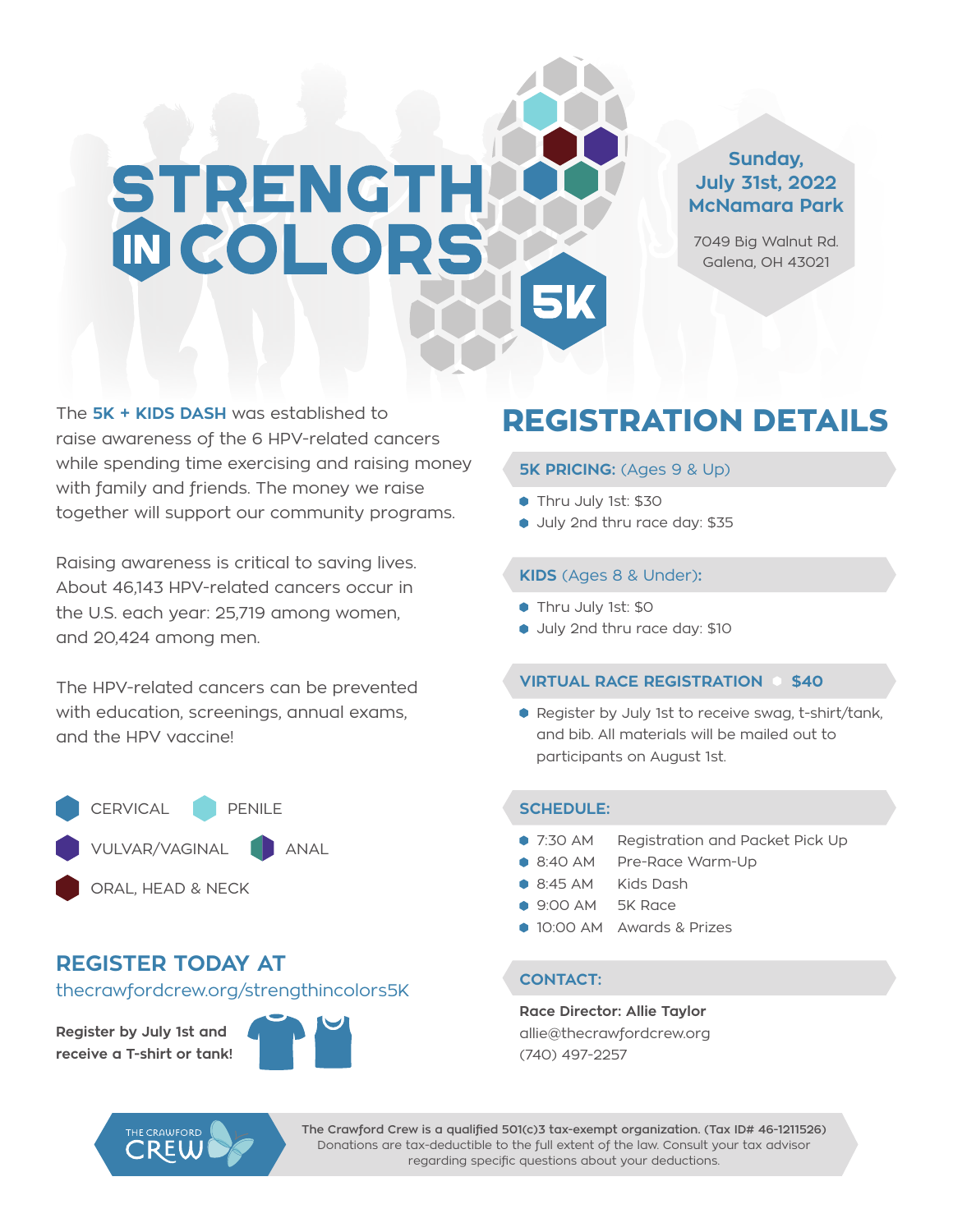# STRENGTH IN COLORS 5K

**Sunday, July 31st, 2022**
**McNamara Park**

7049 Big Walnut Rd.
Galena, OH 43021

The **5K + KIDS DASH** was established to raise awareness of the 6 HPV-related cancers while spending time exercising and raising money with family and friends. The money we raise together will support our community programs.

Raising awareness is critical to saving lives. About 46,143 HPV-related cancers occur in the U.S. each year: 25,719 among women, and 20,424 among men.

The HPV-related cancers can be prevented with education, screenings, annual exams, and the HPV vaccine!

- CERVICAL
- PENILE
- VULVAR/VAGINAL
- ANAL
- ORAL, HEAD & NECK

## REGISTER TODAY AT

thecrawfordcrew.org/strengthincolors5K

**Register by July 1st and receive a T-shirt or tank!**

## REGISTRATION DETAILS

### 5K PRICING: (Ages 9 & Up)

- Thru July 1st: $30
- July 2nd thru race day: $35

### KIDS (Ages 8 & Under):

- Thru July 1st: $0
- July 2nd thru race day: $10

### VIRTUAL RACE REGISTRATION • $40

- Register by July 1st to receive swag, t-shirt/tank, and bib. All materials will be mailed out to participants on August 1st.

### SCHEDULE:

- 7:30 AM Registration and Packet Pick Up
- 8:40 AM Pre-Race Warm-Up
- 8:45 AM Kids Dash
- 9:00 AM 5K Race
- 10:00 AM Awards & Prizes

### CONTACT:

**Race Director: Allie Taylor**
allie@thecrawfordcrew.org
(740) 497-2257

THE CRAWFORD CREW

**The Crawford Crew is a qualified 501(c)3 tax-exempt organization. (Tax ID# 46-1211526)**
Donations are tax-deductible to the full extent of the law. Consult your tax advisor regarding specific questions about your deductions.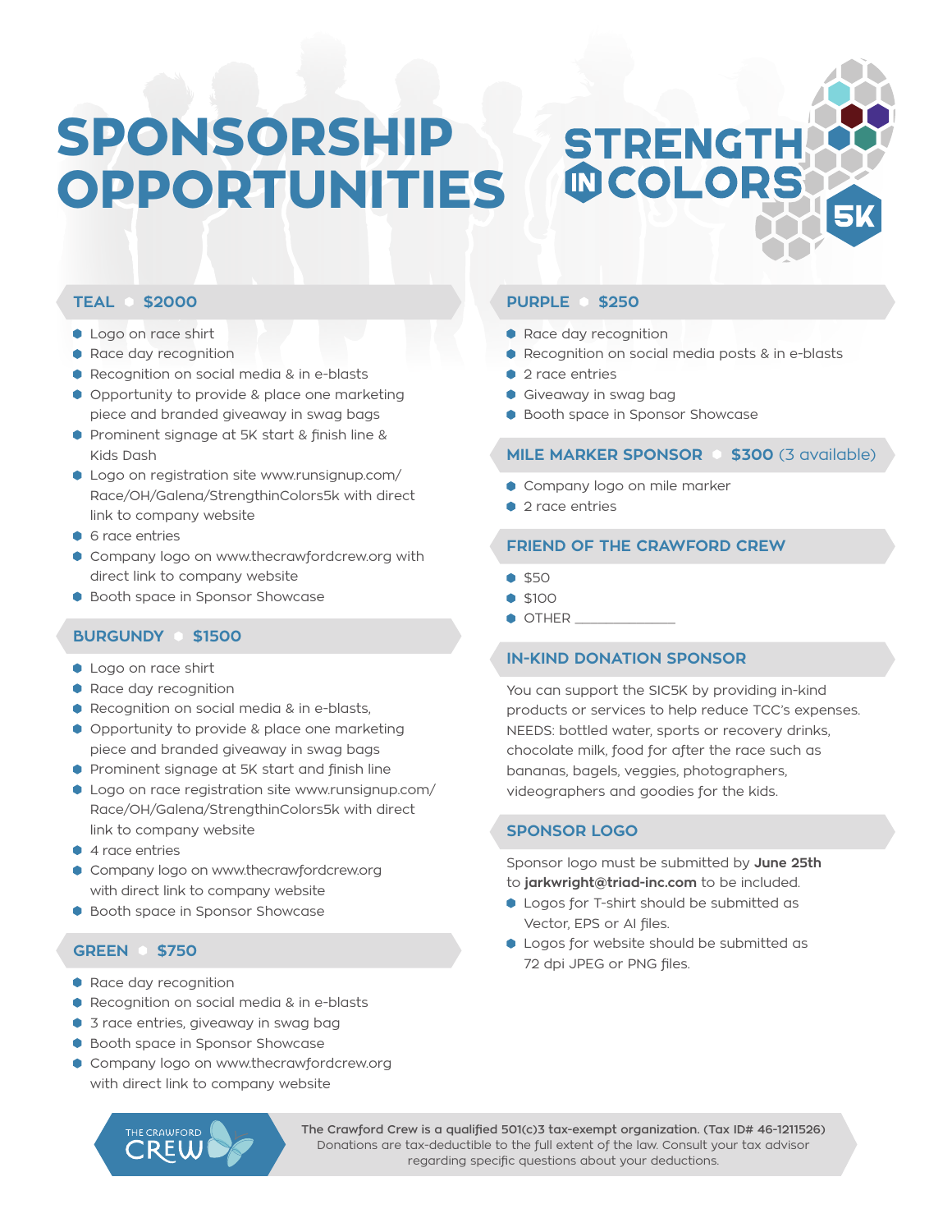# SPONSORSHIP OPPORTUNITIES

STRENGTH IN COLORS 5K

## TEAL • $2000

- Logo on race shirt
- Race day recognition
- Recognition on social media & in e-blasts
- Opportunity to provide & place one marketing piece and branded giveaway in swag bags
- Prominent signage at 5K start & finish line & Kids Dash
- Logo on registration site www.runsignup.com/Race/OH/Galena/StrengthinColors5k with direct link to company website
- 6 race entries
- Company logo on www.thecrawfordcrew.org with direct link to company website
- Booth space in Sponsor Showcase

## BURGUNDY • $1500

- Logo on race shirt
- Race day recognition
- Recognition on social media & in e-blasts,
- Opportunity to provide & place one marketing piece and branded giveaway in swag bags
- Prominent signage at 5K start and finish line
- Logo on race registration site www.runsignup.com/Race/OH/Galena/StrengthinColors5k with direct link to company website
- 4 race entries
- Company logo on www.thecrawfordcrew.org with direct link to company website
- Booth space in Sponsor Showcase

## GREEN • $750

- Race day recognition
- Recognition on social media & in e-blasts
- 3 race entries, giveaway in swag bag
- Booth space in Sponsor Showcase
- Company logo on www.thecrawfordcrew.org with direct link to company website

## PURPLE • $250

- Race day recognition
- Recognition on social media posts & in e-blasts
- 2 race entries
- Giveaway in swag bag
- Booth space in Sponsor Showcase

## MILE MARKER SPONSOR • $300 (3 available)

- Company logo on mile marker
- 2 race entries

## FRIEND OF THE CRAWFORD CREW

- $50
- $100
- OTHER ______________

## IN-KIND DONATION SPONSOR

You can support the SIC5K by providing in-kind products or services to help reduce TCC's expenses. NEEDS: bottled water, sports or recovery drinks, chocolate milk, food for after the race such as bananas, bagels, veggies, photographers, videographers and goodies for the kids.

## SPONSOR LOGO

Sponsor logo must be submitted by **June 25th** to **jarkwright@triad-inc.com** to be included.

- Logos for T-shirt should be submitted as Vector, EPS or AI files.
- Logos for website should be submitted as 72 dpi JPEG or PNG files.

THE CRAWFORD CREW

**The Crawford Crew is a qualified 501(c)3 tax-exempt organization. (Tax ID# 46-1211526)** Donations are tax-deductible to the full extent of the law. Consult your tax advisor regarding specific questions about your deductions.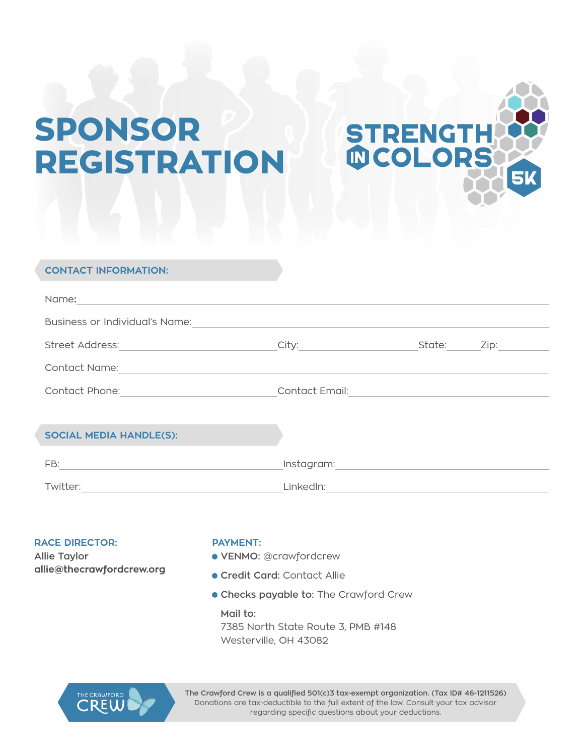# SPONSOR REGISTRATION

STRENGTH IN COLORS 5K

## CONTACT INFORMATION:

Name: ____________________________________________

Business or Individual's Name: ____________________________________________

Street Address: ____________________ City: ____________________ State: ______ Zip: __________

Contact Name: ____________________________________________

Contact Phone: ____________________ Contact Email: ____________________

## SOCIAL MEDIA HANDLE(S):

FB: ____________________ Instagram: ____________________

Twitter: ____________________ LinkedIn: ____________________

### RACE DIRECTOR:

**Allie Taylor**
**allie@thecrawfordcrew.org**

### PAYMENT:

- **VENMO:** @crawfordcrew
- **Credit Card:** Contact Allie
- **Checks payable to:** The Crawford Crew

**Mail to:**
7385 North State Route 3, PMB #148
Westerville, OH 43082

THE CRAWFORD CREW

**The Crawford Crew is a qualified 501(c)3 tax-exempt organization. (Tax ID# 46-1211526)** Donations are tax-deductible to the full extent of the law. Consult your tax advisor regarding specific questions about your deductions.